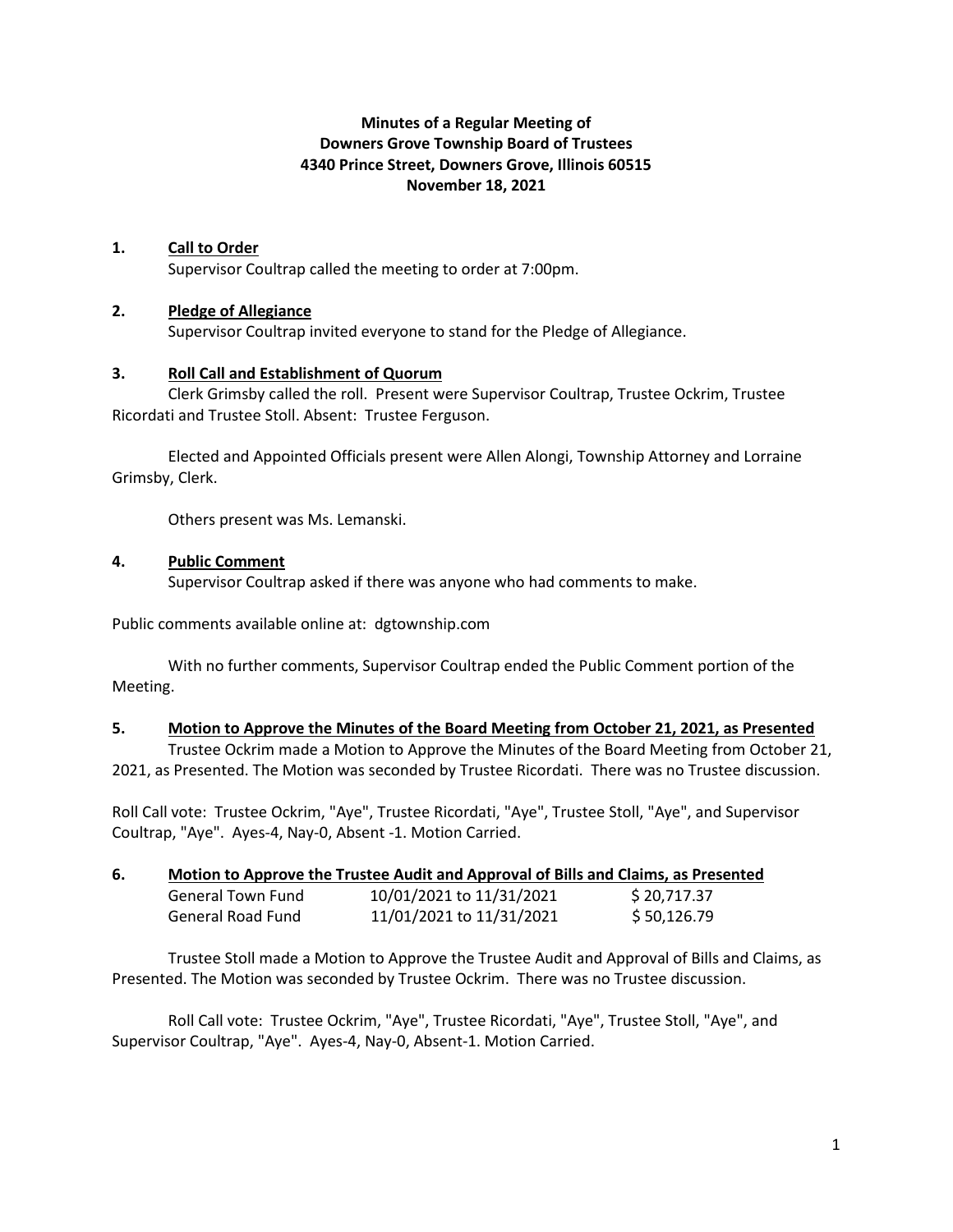**Minutes of a Regular Meeting of**
**Downers Grove Township Board of Trustees**
**4340 Prince Street, Downers Grove, Illinois 60515**
**November 18, 2021**

## 1. Call to Order

Supervisor Coultrap called the meeting to order at 7:00pm.

## 2. Pledge of Allegiance

Supervisor Coultrap invited everyone to stand for the Pledge of Allegiance.

## 3. Roll Call and Establishment of Quorum

Clerk Grimsby called the roll. Present were Supervisor Coultrap, Trustee Ockrim, Trustee Ricordati and Trustee Stoll. Absent: Trustee Ferguson.

Elected and Appointed Officials present were Allen Alongi, Township Attorney and Lorraine Grimsby, Clerk.

Others present was Ms. Lemanski.

## 4. Public Comment

Supervisor Coultrap asked if there was anyone who had comments to make.

Public comments available online at: dgtownship.com

With no further comments, Supervisor Coultrap ended the Public Comment portion of the Meeting.

## 5. Motion to Approve the Minutes of the Board Meeting from October 21, 2021, as Presented

Trustee Ockrim made a Motion to Approve the Minutes of the Board Meeting from October 21, 2021, as Presented. The Motion was seconded by Trustee Ricordati. There was no Trustee discussion.

Roll Call vote: Trustee Ockrim, "Aye", Trustee Ricordati, "Aye", Trustee Stoll, "Aye", and Supervisor Coultrap, "Aye". Ayes-4, Nay-0, Absent -1. Motion Carried.

## 6. Motion to Approve the Trustee Audit and Approval of Bills and Claims, as Presented

| | | |
|---|---|---|
| General Town Fund | 10/01/2021 to 11/31/2021 | $ 20,717.37 |
| General Road Fund | 11/01/2021 to 11/31/2021 | $ 50,126.79 |

Trustee Stoll made a Motion to Approve the Trustee Audit and Approval of Bills and Claims, as Presented. The Motion was seconded by Trustee Ockrim. There was no Trustee discussion.

Roll Call vote: Trustee Ockrim, "Aye", Trustee Ricordati, "Aye", Trustee Stoll, "Aye", and Supervisor Coultrap, "Aye". Ayes-4, Nay-0, Absent-1. Motion Carried.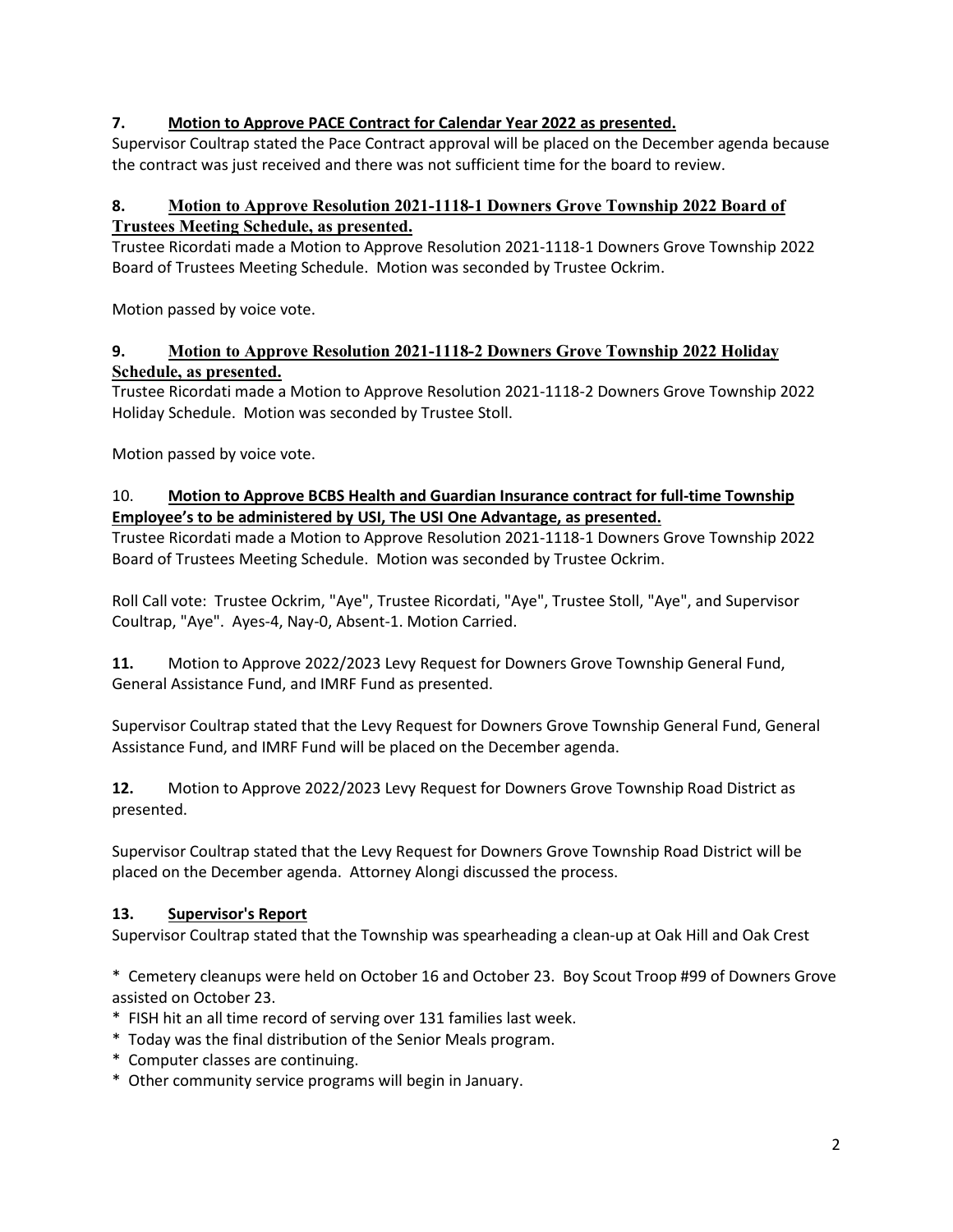**7. Motion to Approve PACE Contract for Calendar Year 2022 as presented.**

Supervisor Coultrap stated the Pace Contract approval will be placed on the December agenda because the contract was just received and there was not sufficient time for the board to review.

**8. Motion to Approve Resolution 2021-1118-1 Downers Grove Township 2022 Board of Trustees Meeting Schedule, as presented.**

Trustee Ricordati made a Motion to Approve Resolution 2021-1118-1 Downers Grove Township 2022 Board of Trustees Meeting Schedule. Motion was seconded by Trustee Ockrim.

Motion passed by voice vote.

**9. Motion to Approve Resolution 2021-1118-2 Downers Grove Township 2022 Holiday Schedule, as presented.**

Trustee Ricordati made a Motion to Approve Resolution 2021-1118-2 Downers Grove Township 2022 Holiday Schedule. Motion was seconded by Trustee Stoll.

Motion passed by voice vote.

10. **Motion to Approve BCBS Health and Guardian Insurance contract for full-time Township Employee's to be administered by USI, The USI One Advantage, as presented.**

Trustee Ricordati made a Motion to Approve Resolution 2021-1118-1 Downers Grove Township 2022 Board of Trustees Meeting Schedule. Motion was seconded by Trustee Ockrim.

Roll Call vote: Trustee Ockrim, "Aye", Trustee Ricordati, "Aye", Trustee Stoll, "Aye", and Supervisor Coultrap, "Aye". Ayes-4, Nay-0, Absent-1. Motion Carried.

**11.** Motion to Approve 2022/2023 Levy Request for Downers Grove Township General Fund, General Assistance Fund, and IMRF Fund as presented.

Supervisor Coultrap stated that the Levy Request for Downers Grove Township General Fund, General Assistance Fund, and IMRF Fund will be placed on the December agenda.

**12.** Motion to Approve 2022/2023 Levy Request for Downers Grove Township Road District as presented.

Supervisor Coultrap stated that the Levy Request for Downers Grove Township Road District will be placed on the December agenda. Attorney Alongi discussed the process.

**13. Supervisor's Report**

Supervisor Coultrap stated that the Township was spearheading a clean-up at Oak Hill and Oak Crest

* Cemetery cleanups were held on October 16 and October 23. Boy Scout Troop #99 of Downers Grove assisted on October 23.
* FISH hit an all time record of serving over 131 families last week.
* Today was the final distribution of the Senior Meals program.
* Computer classes are continuing.
* Other community service programs will begin in January.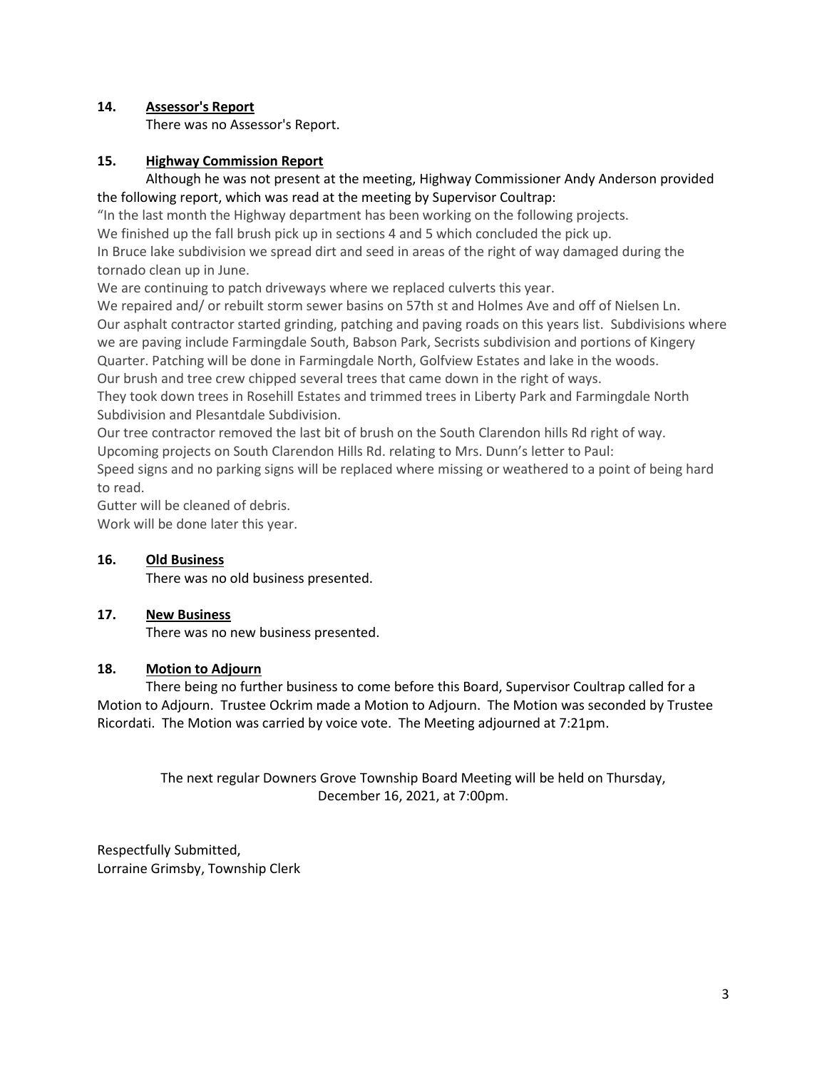**14. Assessor's Report**

There was no Assessor's Report.

**15. Highway Commission Report**

Although he was not present at the meeting, Highway Commissioner Andy Anderson provided the following report, which was read at the meeting by Supervisor Coultrap:

"In the last month the Highway department has been working on the following projects.
We finished up the fall brush pick up in sections 4 and 5 which concluded the pick up.
In Bruce lake subdivision we spread dirt and seed in areas of the right of way damaged during the tornado clean up in June.
We are continuing to patch driveways where we replaced culverts this year.
We repaired and/ or rebuilt storm sewer basins on 57th st and Holmes Ave and off of Nielsen Ln.
Our asphalt contractor started grinding, patching and paving roads on this years list. Subdivisions where we are paving include Farmingdale South, Babson Park, Secrists subdivision and portions of Kingery Quarter. Patching will be done in Farmingdale North, Golfview Estates and lake in the woods.
Our brush and tree crew chipped several trees that came down in the right of ways.
They took down trees in Rosehill Estates and trimmed trees in Liberty Park and Farmingdale North Subdivision and Plesantdale Subdivision.
Our tree contractor removed the last bit of brush on the South Clarendon hills Rd right of way.
Upcoming projects on South Clarendon Hills Rd. relating to Mrs. Dunn's letter to Paul:
Speed signs and no parking signs will be replaced where missing or weathered to a point of being hard to read.
Gutter will be cleaned of debris.
Work will be done later this year.

**16. Old Business**

There was no old business presented.

**17. New Business**

There was no new business presented.

**18. Motion to Adjourn**

There being no further business to come before this Board, Supervisor Coultrap called for a Motion to Adjourn. Trustee Ockrim made a Motion to Adjourn. The Motion was seconded by Trustee Ricordati. The Motion was carried by voice vote. The Meeting adjourned at 7:21pm.

The next regular Downers Grove Township Board Meeting will be held on Thursday, December 16, 2021, at 7:00pm.

Respectfully Submitted,
Lorraine Grimsby, Township Clerk